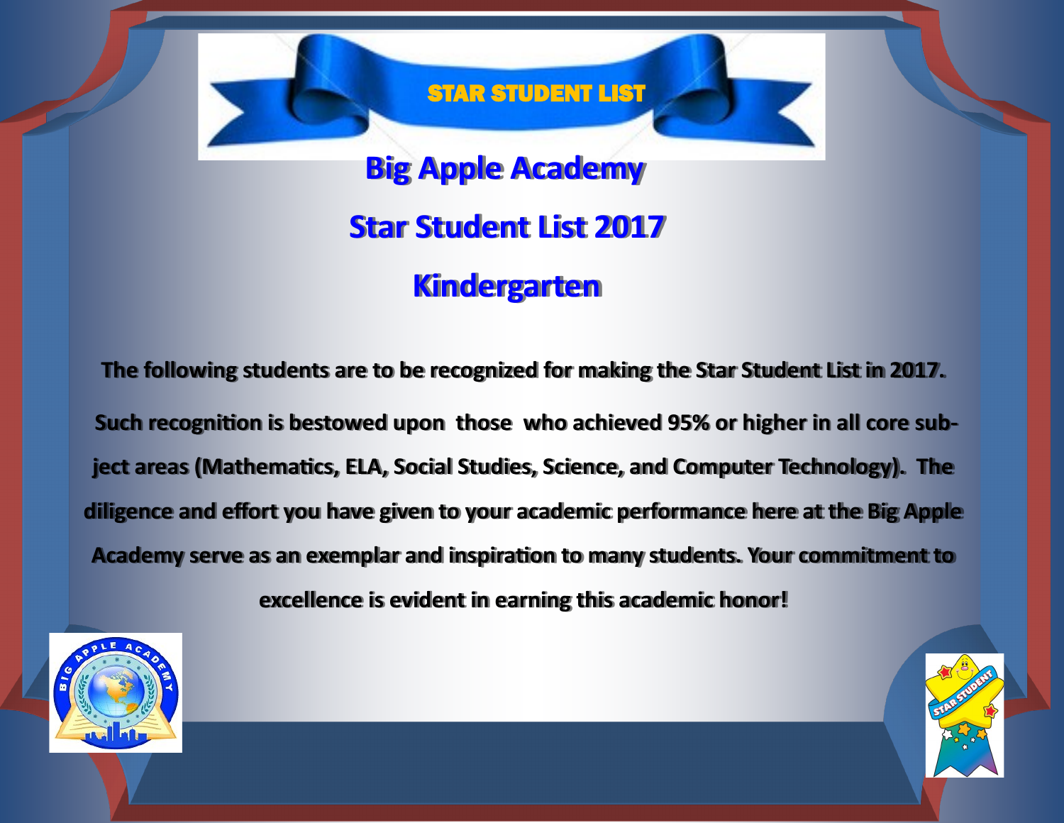**STAR STUDENT LIST**

# Big Apple Academy

## Star Student List 2017

## Kindergarten

**The following students are to be recognized for making the Star Student List in 2017.**

**Such recognition is bestowed upon those who achieved 95% or higher in all core subject areas (Mathematics, ELA, Social Studies, Science, and Computer Technology). The diligence and effort you have given to your academic performance here at the Big Apple Academy serve as an exemplar and inspiration to many students. Your commitment to excellence is evident in earning this academic honor!**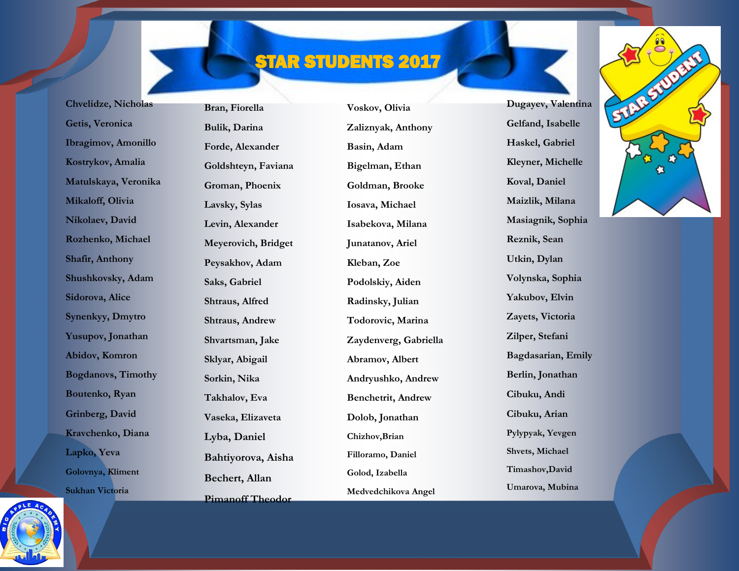# STAR STUDENTS 2017

Chvelidze, Nicholas

Getis, Veronica

Ibragimov, Amonillo

Kostrykov, Amalia

Matulskaya, Veronika

Mikaloff, Olivia

Nikolaev, David

Rozhenko, Michael

Shafir, Anthony

Shushkovsky, Adam

Sidorova, Alice

Synenkyy, Dmytro

Yusupov, Jonathan

Abidov, Komron

Bogdanovs, Timothy

Boutenko, Ryan

Grinberg, David

Kravchenko, Diana

Lapko, Yeva

Golovnya, Kliment

Sukhan Victoria

Bran, Fiorella

Bulik, Darina

Forde, Alexander

Goldshteyn, Faviana

Groman, Phoenix

Lavsky, Sylas

Levin, Alexander

Meyerovich, Bridget

Peysakhov, Adam

Saks, Gabriel

Shtraus, Alfred

Shtraus, Andrew

Shvartsman, Jake

Sklyar, Abigail

Sorkin, Nika

Takhalov, Eva

Vaseka, Elizaveta

Lyba, Daniel

Bahtiyorova, Aisha

Bechert, Allan

Pimanoff Theodor

Voskov, Olivia

Zaliznyak, Anthony

Basin, Adam

Bigelman, Ethan

Goldman, Brooke

Iosava, Michael

Isabekova, Milana

Junatanov, Ariel

Kleban, Zoe

Podolskiy, Aiden

Radinsky, Julian

Todorovic, Marina

Zaydenverg, Gabriella

Abramov, Albert

Andryushko, Andrew

Benchetrit, Andrew

Dolob, Jonathan

Chizhov,Brian

Filloramo, Daniel

Golod, Izabella

Medvedchikova Angel

Dugayev, Valentina

Gelfand, Isabelle

Haskel, Gabriel

Kleyner, Michelle

Koval, Daniel

Maizlik, Milana

Masiagnik, Sophia

Reznik, Sean

Utkin, Dylan

Volynska, Sophia

Yakubov, Elvin

Zayets, Victoria

Zilper, Stefani

Bagdasarian, Emily

Berlin, Jonathan

Cibuku, Andi

Cibuku, Arian

Pylypyak, Yevgen

Shvets, Michael

Timashov,David

Umarova, Mubina